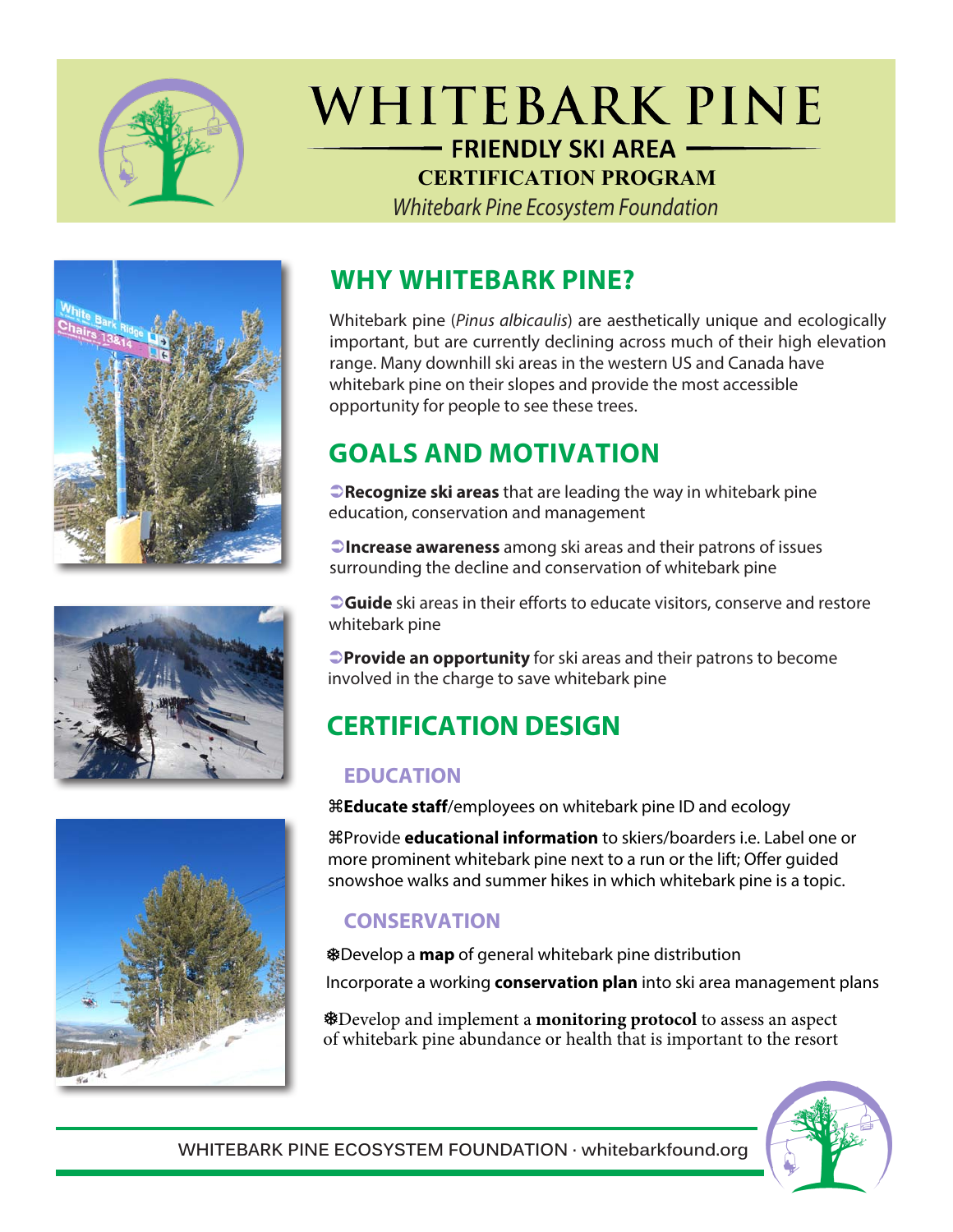# WHITEBARK PINE

## FRIENDLY SKI AREA

### CERTIFICATION PROGRAM

*Whitebark Pine Ecosystem Foundation*

## WHY WHITEBARK PINE?

Whitebark pine (*Pinus albicaulis*) are aesthetically unique and ecologically important, but are currently declining across much of their high elevation range. Many downhill ski areas in the western US and Canada have whitebark pine on their slopes and provide the most accessible opportunity for people to see these trees.

## GOALS AND MOTIVATION

➲**Recognize ski areas** that are leading the way in whitebark pine education, conservation and management

➲**Increase awareness** among ski areas and their patrons of issues surrounding the decline and conservation of whitebark pine

➲**Guide** ski areas in their efforts to educate visitors, conserve and restore whitebark pine

➲**Provide an opportunity** for ski areas and their patrons to become involved in the charge to save whitebark pine

## CERTIFICATION DESIGN

### EDUCATION

⌘**Educate staff**/employees on whitebark pine ID and ecology

⌘Provide **educational information** to skiers/boarders i.e. Label one or more prominent whitebark pine next to a run or the lift; Offer guided snowshoe walks and summer hikes in which whitebark pine is a topic.

### CONSERVATION

❆Develop a **map** of general whitebark pine distribution

Incorporate a working **conservation plan** into ski area management plans

❆Develop and implement a **monitoring protocol** to assess an aspect of whitebark pine abundance or health that is important to the resort

WHITEBARK PINE ECOSYSTEM FOUNDATION · whitebarkfound.org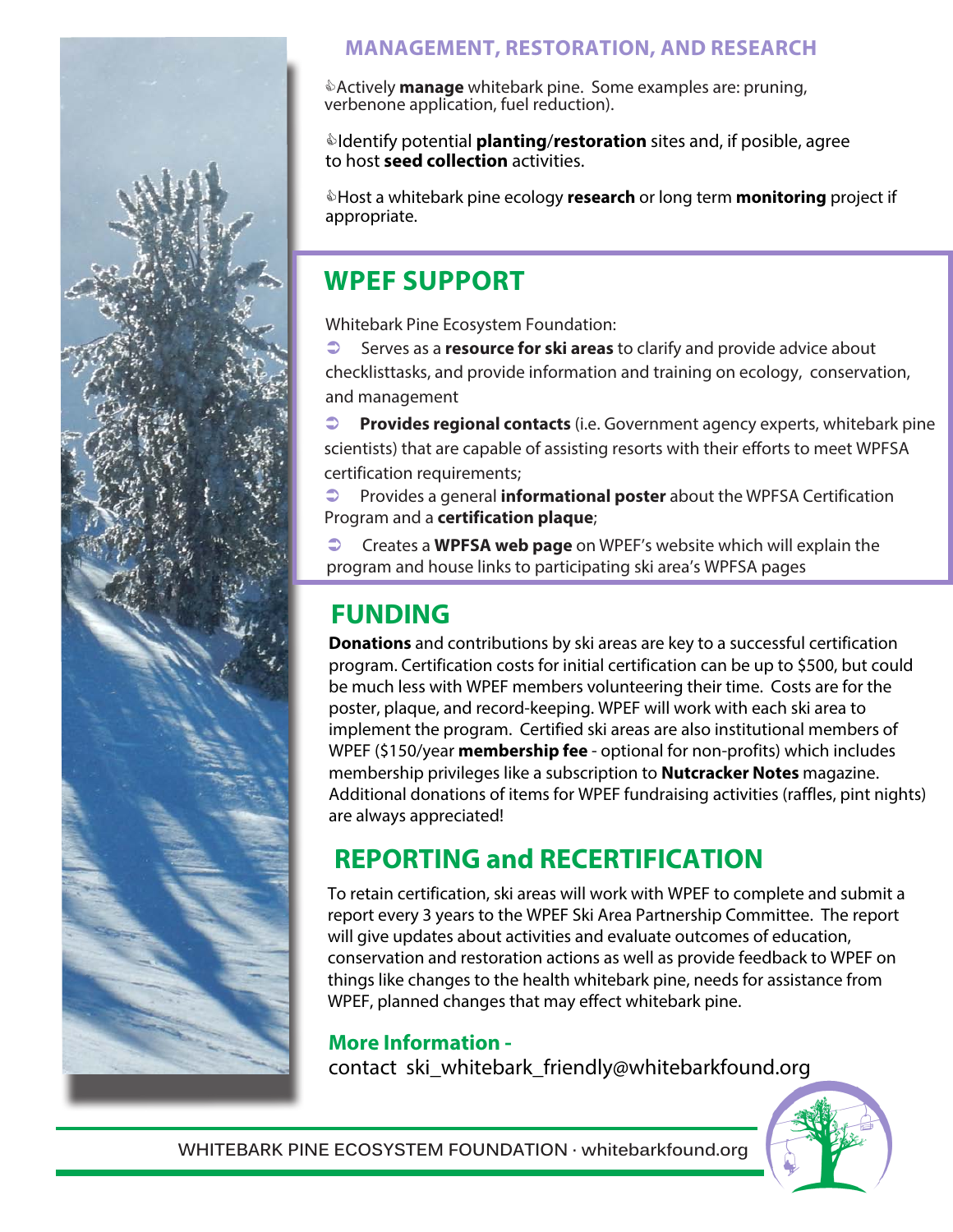## MANAGEMENT, RESTORATION, AND RESEARCH

- Actively **manage** whitebark pine. Some examples are: pruning, verbenone application, fuel reduction).
- Identify potential **planting**/**restoration** sites and, if posible, agree to host **seed collection** activities.
- Host a whitebark pine ecology **research** or long term **monitoring** project if appropriate.

## WPEF SUPPORT

Whitebark Pine Ecosystem Foundation:

- Serves as a **resource for ski areas** to clarify and provide advice about checklisttasks, and provide information and training on ecology, conservation, and management
- **Provides regional contacts** (i.e. Government agency experts, whitebark pine scientists) that are capable of assisting resorts with their efforts to meet WPFSA certification requirements;
- Provides a general **informational poster** about the WPFSA Certification Program and a **certification plaque**;
- Creates a **WPFSA web page** on WPEF's website which will explain the program and house links to participating ski area's WPFSA pages

## FUNDING

**Donations** and contributions by ski areas are key to a successful certification program. Certification costs for initial certification can be up to $500, but could be much less with WPEF members volunteering their time. Costs are for the poster, plaque, and record-keeping. WPEF will work with each ski area to implement the program. Certified ski areas are also institutional members of WPEF ($150/year **membership fee** - optional for non-profits) which includes membership privileges like a subscription to **Nutcracker Notes** magazine. Additional donations of items for WPEF fundraising activities (raffles, pint nights) are always appreciated!

## REPORTING and RECERTIFICATION

To retain certification, ski areas will work with WPEF to complete and submit a report every 3 years to the WPEF Ski Area Partnership Committee. The report will give updates about activities and evaluate outcomes of education, conservation and restoration actions as well as provide feedback to WPEF on things like changes to the health whitebark pine, needs for assistance from WPEF, planned changes that may effect whitebark pine.

### More Information -

contact ski_whitebark_friendly@whitebarkfound.org